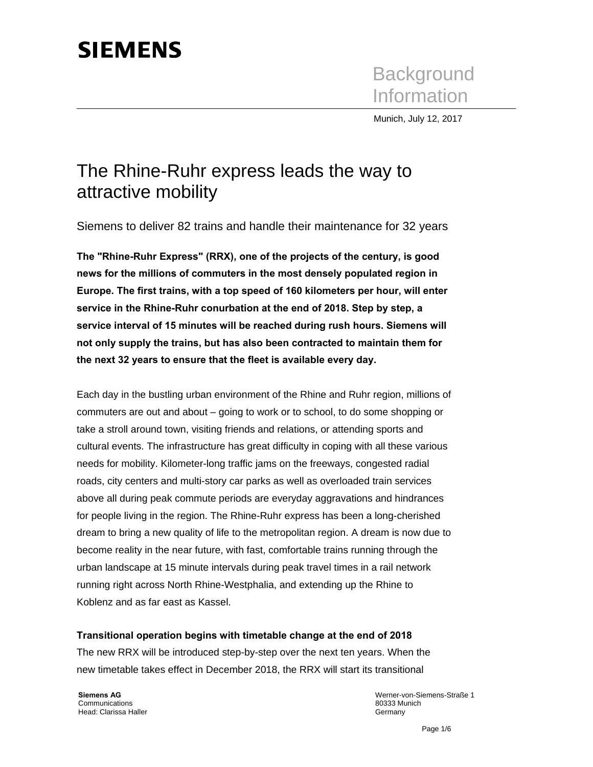**SIEMENS**

Background Information

Munich, July 12, 2017

# The Rhine-Ruhr express leads the way to attractive mobility

## Siemens to deliver 82 trains and handle their maintenance for 32 years

**The "Rhine-Ruhr Express" (RRX), one of the projects of the century, is good news for the millions of commuters in the most densely populated region in Europe. The first trains, with a top speed of 160 kilometers per hour, will enter service in the Rhine-Ruhr conurbation at the end of 2018. Step by step, a service interval of 15 minutes will be reached during rush hours. Siemens will not only supply the trains, but has also been contracted to maintain them for the next 32 years to ensure that the fleet is available every day.**

Each day in the bustling urban environment of the Rhine and Ruhr region, millions of commuters are out and about – going to work or to school, to do some shopping or take a stroll around town, visiting friends and relations, or attending sports and cultural events. The infrastructure has great difficulty in coping with all these various needs for mobility. Kilometer-long traffic jams on the freeways, congested radial roads, city centers and multi-story car parks as well as overloaded train services above all during peak commute periods are everyday aggravations and hindrances for people living in the region. The Rhine-Ruhr express has been a long-cherished dream to bring a new quality of life to the metropolitan region. A dream is now due to become reality in the near future, with fast, comfortable trains running through the urban landscape at 15 minute intervals during peak travel times in a rail network running right across North Rhine-Westphalia, and extending up the Rhine to Koblenz and as far east as Kassel.

**Transitional operation begins with timetable change at the end of 2018**

The new RRX will be introduced step-by-step over the next ten years. When the new timetable takes effect in December 2018, the RRX will start its transitional

**Siemens AG**
Communications
Head: Clarissa Haller

Werner-von-Siemens-Straße 1
80333 Munich
Germany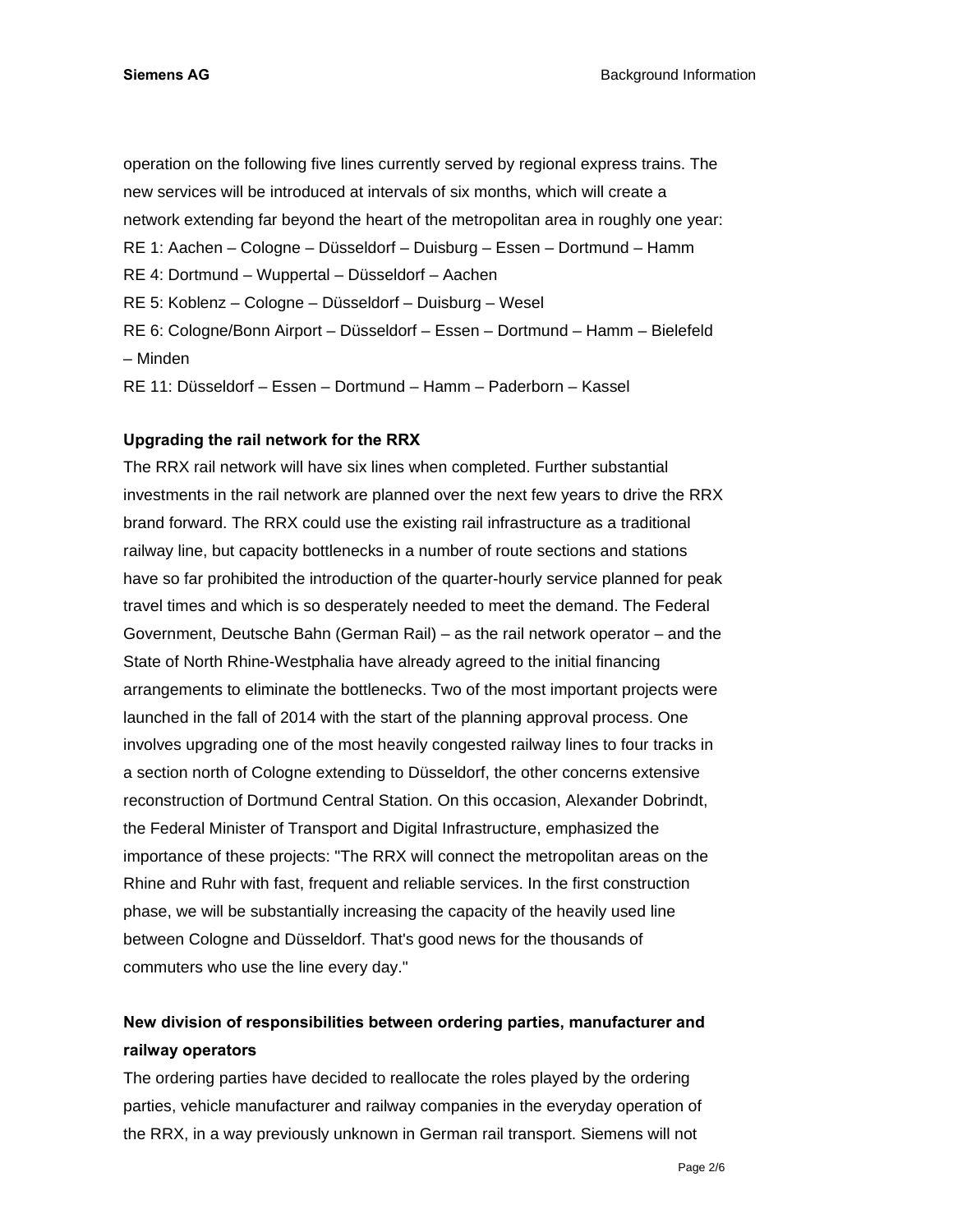operation on the following five lines currently served by regional express trains. The new services will be introduced at intervals of six months, which will create a network extending far beyond the heart of the metropolitan area in roughly one year:

RE 1: Aachen – Cologne – Düsseldorf – Duisburg – Essen – Dortmund – Hamm
RE 4: Dortmund – Wuppertal – Düsseldorf – Aachen
RE 5: Koblenz – Cologne – Düsseldorf – Duisburg – Wesel
RE 6: Cologne/Bonn Airport – Düsseldorf – Essen – Dortmund – Hamm – Bielefeld – Minden
RE 11: Düsseldorf – Essen – Dortmund – Hamm – Paderborn – Kassel

**Upgrading the rail network for the RRX**

The RRX rail network will have six lines when completed. Further substantial investments in the rail network are planned over the next few years to drive the RRX brand forward. The RRX could use the existing rail infrastructure as a traditional railway line, but capacity bottlenecks in a number of route sections and stations have so far prohibited the introduction of the quarter-hourly service planned for peak travel times and which is so desperately needed to meet the demand. The Federal Government, Deutsche Bahn (German Rail) – as the rail network operator – and the State of North Rhine-Westphalia have already agreed to the initial financing arrangements to eliminate the bottlenecks. Two of the most important projects were launched in the fall of 2014 with the start of the planning approval process. One involves upgrading one of the most heavily congested railway lines to four tracks in a section north of Cologne extending to Düsseldorf, the other concerns extensive reconstruction of Dortmund Central Station. On this occasion, Alexander Dobrindt, the Federal Minister of Transport and Digital Infrastructure, emphasized the importance of these projects: "The RRX will connect the metropolitan areas on the Rhine and Ruhr with fast, frequent and reliable services. In the first construction phase, we will be substantially increasing the capacity of the heavily used line between Cologne and Düsseldorf. That's good news for the thousands of commuters who use the line every day."

**New division of responsibilities between ordering parties, manufacturer and railway operators**

The ordering parties have decided to reallocate the roles played by the ordering parties, vehicle manufacturer and railway companies in the everyday operation of the RRX, in a way previously unknown in German rail transport. Siemens will not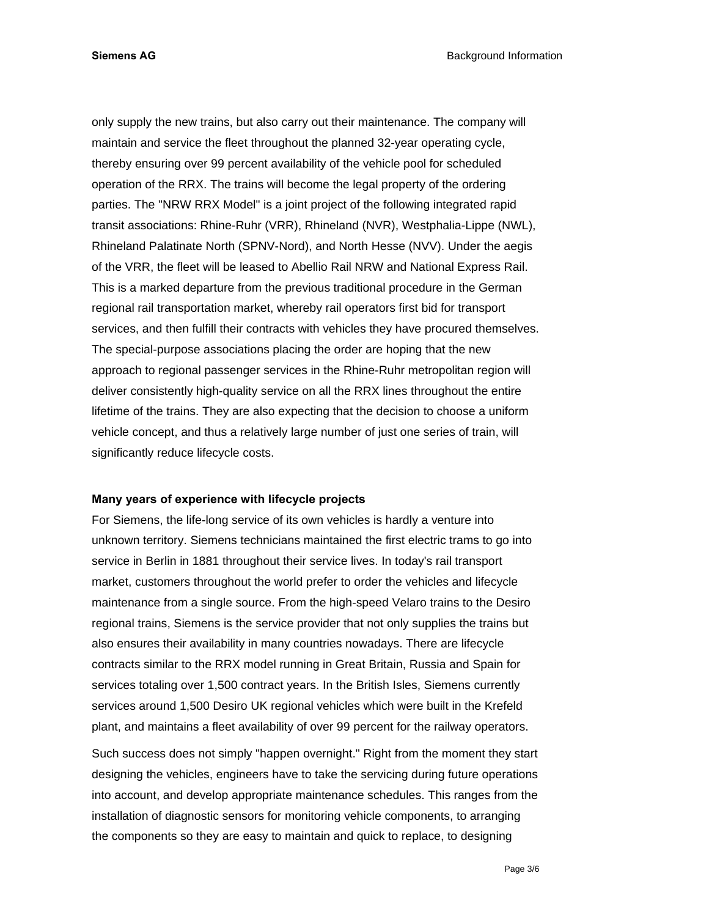only supply the new trains, but also carry out their maintenance. The company will maintain and service the fleet throughout the planned 32-year operating cycle, thereby ensuring over 99 percent availability of the vehicle pool for scheduled operation of the RRX. The trains will become the legal property of the ordering parties. The "NRW RRX Model" is a joint project of the following integrated rapid transit associations: Rhine-Ruhr (VRR), Rhineland (NVR), Westphalia-Lippe (NWL), Rhineland Palatinate North (SPNV-Nord), and North Hesse (NVV). Under the aegis of the VRR, the fleet will be leased to Abellio Rail NRW and National Express Rail. This is a marked departure from the previous traditional procedure in the German regional rail transportation market, whereby rail operators first bid for transport services, and then fulfill their contracts with vehicles they have procured themselves. The special-purpose associations placing the order are hoping that the new approach to regional passenger services in the Rhine-Ruhr metropolitan region will deliver consistently high-quality service on all the RRX lines throughout the entire lifetime of the trains. They are also expecting that the decision to choose a uniform vehicle concept, and thus a relatively large number of just one series of train, will significantly reduce lifecycle costs.

**Many years of experience with lifecycle projects**

For Siemens, the life-long service of its own vehicles is hardly a venture into unknown territory. Siemens technicians maintained the first electric trams to go into service in Berlin in 1881 throughout their service lives. In today's rail transport market, customers throughout the world prefer to order the vehicles and lifecycle maintenance from a single source. From the high-speed Velaro trains to the Desiro regional trains, Siemens is the service provider that not only supplies the trains but also ensures their availability in many countries nowadays. There are lifecycle contracts similar to the RRX model running in Great Britain, Russia and Spain for services totaling over 1,500 contract years. In the British Isles, Siemens currently services around 1,500 Desiro UK regional vehicles which were built in the Krefeld plant, and maintains a fleet availability of over 99 percent for the railway operators.

Such success does not simply "happen overnight." Right from the moment they start designing the vehicles, engineers have to take the servicing during future operations into account, and develop appropriate maintenance schedules. This ranges from the installation of diagnostic sensors for monitoring vehicle components, to arranging the components so they are easy to maintain and quick to replace, to designing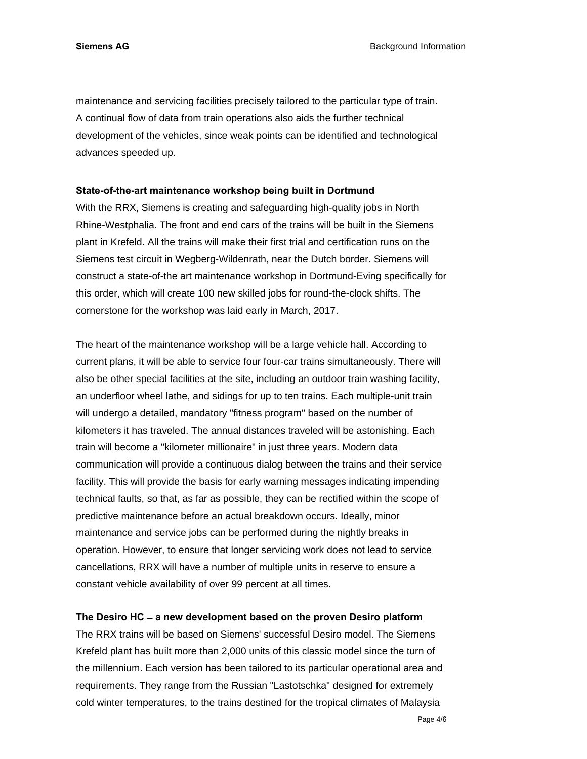maintenance and servicing facilities precisely tailored to the particular type of train. A continual flow of data from train operations also aids the further technical development of the vehicles, since weak points can be identified and technological advances speeded up.

**State-of-the-art maintenance workshop being built in Dortmund**

With the RRX, Siemens is creating and safeguarding high-quality jobs in North Rhine-Westphalia. The front and end cars of the trains will be built in the Siemens plant in Krefeld. All the trains will make their first trial and certification runs on the Siemens test circuit in Wegberg-Wildenrath, near the Dutch border. Siemens will construct a state-of-the art maintenance workshop in Dortmund-Eving specifically for this order, which will create 100 new skilled jobs for round-the-clock shifts. The cornerstone for the workshop was laid early in March, 2017.

The heart of the maintenance workshop will be a large vehicle hall. According to current plans, it will be able to service four four-car trains simultaneously. There will also be other special facilities at the site, including an outdoor train washing facility, an underfloor wheel lathe, and sidings for up to ten trains. Each multiple-unit train will undergo a detailed, mandatory "fitness program" based on the number of kilometers it has traveled. The annual distances traveled will be astonishing. Each train will become a "kilometer millionaire" in just three years. Modern data communication will provide a continuous dialog between the trains and their service facility. This will provide the basis for early warning messages indicating impending technical faults, so that, as far as possible, they can be rectified within the scope of predictive maintenance before an actual breakdown occurs. Ideally, minor maintenance and service jobs can be performed during the nightly breaks in operation. However, to ensure that longer servicing work does not lead to service cancellations, RRX will have a number of multiple units in reserve to ensure a constant vehicle availability of over 99 percent at all times.

**The Desiro HC – a new development based on the proven Desiro platform**

The RRX trains will be based on Siemens' successful Desiro model. The Siemens Krefeld plant has built more than 2,000 units of this classic model since the turn of the millennium. Each version has been tailored to its particular operational area and requirements. They range from the Russian "Lastotschka" designed for extremely cold winter temperatures, to the trains destined for the tropical climates of Malaysia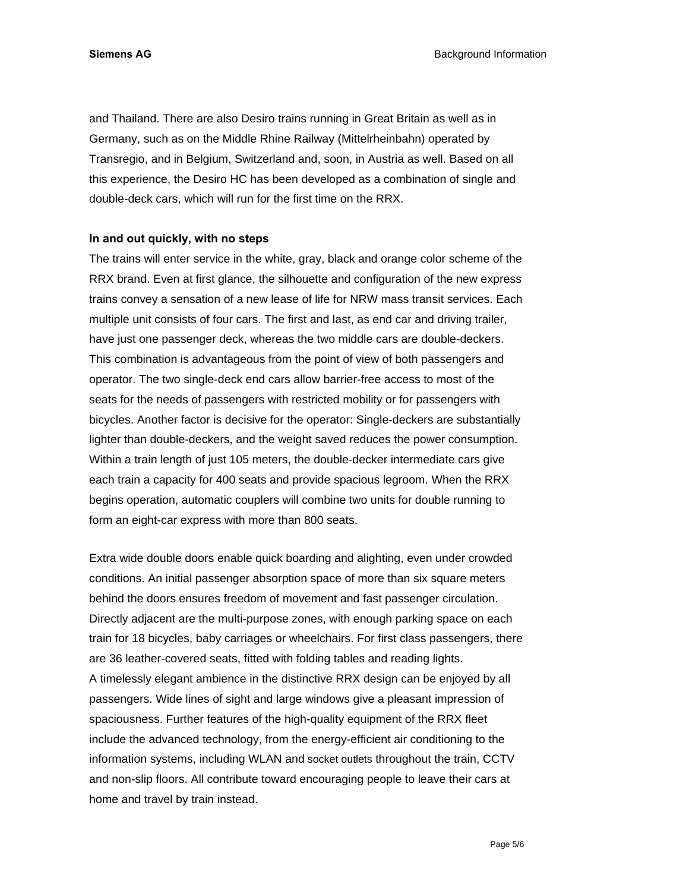and Thailand. There are also Desiro trains running in Great Britain as well as in Germany, such as on the Middle Rhine Railway (Mittelrheinbahn) operated by Transregio, and in Belgium, Switzerland and, soon, in Austria as well. Based on all this experience, the Desiro HC has been developed as a combination of single and double-deck cars, which will run for the first time on the RRX.

**In and out quickly, with no steps**

The trains will enter service in the white, gray, black and orange color scheme of the RRX brand. Even at first glance, the silhouette and configuration of the new express trains convey a sensation of a new lease of life for NRW mass transit services. Each multiple unit consists of four cars. The first and last, as end car and driving trailer, have just one passenger deck, whereas the two middle cars are double-deckers. This combination is advantageous from the point of view of both passengers and operator. The two single-deck end cars allow barrier-free access to most of the seats for the needs of passengers with restricted mobility or for passengers with bicycles. Another factor is decisive for the operator: Single-deckers are substantially lighter than double-deckers, and the weight saved reduces the power consumption. Within a train length of just 105 meters, the double-decker intermediate cars give each train a capacity for 400 seats and provide spacious legroom. When the RRX begins operation, automatic couplers will combine two units for double running to form an eight-car express with more than 800 seats.

Extra wide double doors enable quick boarding and alighting, even under crowded conditions. An initial passenger absorption space of more than six square meters behind the doors ensures freedom of movement and fast passenger circulation. Directly adjacent are the multi-purpose zones, with enough parking space on each train for 18 bicycles, baby carriages or wheelchairs. For first class passengers, there are 36 leather-covered seats, fitted with folding tables and reading lights.
A timelessly elegant ambience in the distinctive RRX design can be enjoyed by all passengers. Wide lines of sight and large windows give a pleasant impression of spaciousness. Further features of the high-quality equipment of the RRX fleet include the advanced technology, from the energy-efficient air conditioning to the information systems, including WLAN and socket outlets throughout the train, CCTV and non-slip floors. All contribute toward encouraging people to leave their cars at home and travel by train instead.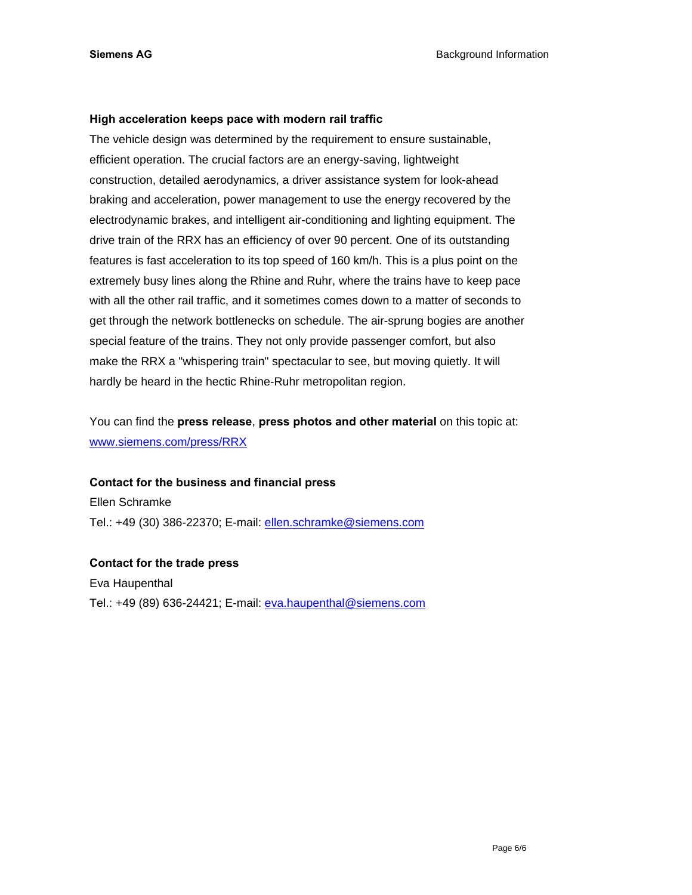### High acceleration keeps pace with modern rail traffic

The vehicle design was determined by the requirement to ensure sustainable, efficient operation. The crucial factors are an energy-saving, lightweight construction, detailed aerodynamics, a driver assistance system for look-ahead braking and acceleration, power management to use the energy recovered by the electrodynamic brakes, and intelligent air-conditioning and lighting equipment. The drive train of the RRX has an efficiency of over 90 percent. One of its outstanding features is fast acceleration to its top speed of 160 km/h. This is a plus point on the extremely busy lines along the Rhine and Ruhr, where the trains have to keep pace with all the other rail traffic, and it sometimes comes down to a matter of seconds to get through the network bottlenecks on schedule. The air-sprung bogies are another special feature of the trains. They not only provide passenger comfort, but also make the RRX a "whispering train" spectacular to see, but moving quietly. It will hardly be heard in the hectic Rhine-Ruhr metropolitan region.

You can find the **press release**, **press photos and other material** on this topic at: www.siemens.com/press/RRX

**Contact for the business and financial press**
Ellen Schramke
Tel.: +49 (30) 386-22370; E-mail: ellen.schramke@siemens.com

**Contact for the trade press**
Eva Haupenthal
Tel.: +49 (89) 636-24421; E-mail: eva.haupenthal@siemens.com